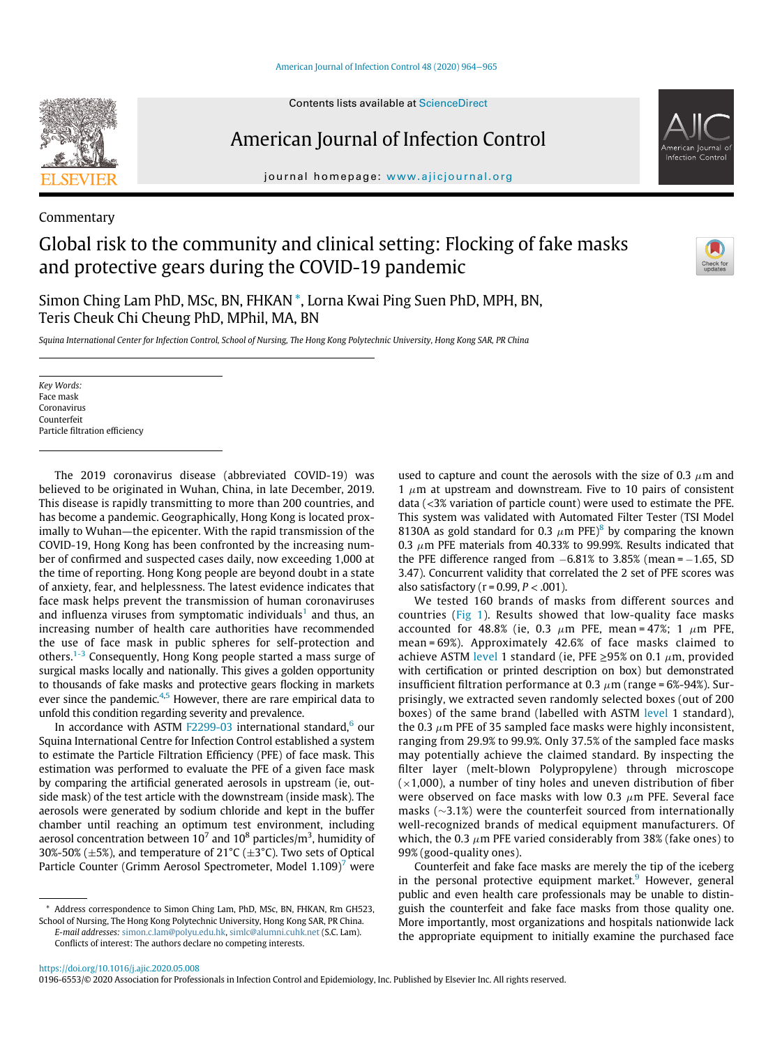Commentary

# Global risk to the community and clinical setting: Flocking of fake masks and protective gears during the COVID-19 pandemic

Simon Ching Lam PhD, MSc, BN, FHKAN *, Lorna Kwai Ping Suen PhD, MPH, BN, Teris Cheuk Chi Cheung PhD, MPhil, MA, BN

*Squina International Center for Infection Control, School of Nursing, The Hong Kong Polytechnic University, Hong Kong SAR, PR China*

*Key Words:*
Face mask
Coronavirus
Counterfeit
Particle filtration efficiency

The 2019 coronavirus disease (abbreviated COVID-19) was believed to be originated in Wuhan, China, in late December, 2019. This disease is rapidly transmitting to more than 200 countries, and has become a pandemic. Geographically, Hong Kong is located proximally to Wuhan—the epicenter. With the rapid transmission of the COVID-19, Hong Kong has been confronted by the increasing number of confirmed and suspected cases daily, now exceeding 1,000 at the time of reporting. Hong Kong people are beyond doubt in a state of anxiety, fear, and helplessness. The latest evidence indicates that face mask helps prevent the transmission of human coronaviruses and influenza viruses from symptomatic individuals[1] and thus, an increasing number of health care authorities have recommended the use of face mask in public spheres for self-protection and others.[1-3] Consequently, Hong Kong people started a mass surge of surgical masks locally and nationally. This gives a golden opportunity to thousands of fake masks and protective gears flocking in markets ever since the pandemic.[4,5] However, there are rare empirical data to unfold this condition regarding severity and prevalence.

In accordance with ASTM F2299-03 international standard,[6] our Squina International Centre for Infection Control established a system to estimate the Particle Filtration Efficiency (PFE) of face mask. This estimation was performed to evaluate the PFE of a given face mask by comparing the artificial generated aerosols in upstream (ie, outside mask) of the test article with the downstream (inside mask). The aerosols were generated by sodium chloride and kept in the buffer chamber until reaching an optimum test environment, including aerosol concentration between $10^7$ and $10^8$ particles/m$^3$, humidity of 30%-50% (±5%), and temperature of 21°C (±3°C). Two sets of Optical Particle Counter (Grimm Aerosol Spectrometer, Model 1.109)[7] were used to capture and count the aerosols with the size of 0.3 $\mu$m and 1 $\mu$m at upstream and downstream. Five to 10 pairs of consistent data (<3% variation of particle count) were used to estimate the PFE. This system was validated with Automated Filter Tester (TSI Model 8130A as gold standard for 0.3 $\mu$m PFE)[8] by comparing the known 0.3 $\mu$m PFE materials from 40.33% to 99.99%. Results indicated that the PFE difference ranged from −6.81% to 3.85% (mean = −1.65, SD 3.47). Concurrent validity that correlated the 2 set of PFE scores was also satisfactory ($r = 0.99$, $P < .001$).

We tested 160 brands of masks from different sources and countries (Fig 1). Results showed that low-quality face masks accounted for 48.8% (ie, 0.3 $\mu$m PFE, mean = 47%; 1 $\mu$m PFE, mean = 69%). Approximately 42.6% of face masks claimed to achieve ASTM level 1 standard (ie, PFE ≥95% on 0.1 $\mu$m, provided with certification or printed description on box) but demonstrated insufficient filtration performance at 0.3 $\mu$m (range = 6%-94%). Surprisingly, we extracted seven randomly selected boxes (out of 200 boxes) of the same brand (labelled with ASTM level 1 standard), the 0.3 $\mu$m PFE of 35 sampled face masks were highly inconsistent, ranging from 29.9% to 99.9%. Only 37.5% of the sampled face masks may potentially achieve the claimed standard. By inspecting the filter layer (melt-blown Polypropylene) through microscope (×1,000), a number of tiny holes and uneven distribution of fiber were observed on face masks with low 0.3 $\mu$m PFE. Several face masks (~3.1%) were the counterfeit sourced from internationally well-recognized brands of medical equipment manufacturers. Of which, the 0.3 $\mu$m PFE varied considerably from 38% (fake ones) to 99% (good-quality ones).

Counterfeit and fake face masks are merely the tip of the iceberg in the personal protective equipment market.[9] However, general public and even health care professionals may be unable to distinguish the counterfeit and fake face masks from those quality one. More importantly, most organizations and hospitals nationwide lack the appropriate equipment to initially examine the purchased face

* Address correspondence to Simon Ching Lam, PhD, MSc, BN, FHKAN, Rm GH523, School of Nursing, The Hong Kong Polytechnic University, Hong Kong SAR, PR China.
E-mail addresses: simon.c.lam@polyu.edu.hk, simlc@alumni.cuhk.net (S.C. Lam).
Conflicts of interest: The authors declare no competing interests.

https://doi.org/10.1016/j.ajic.2020.05.008
0196-6553/© 2020 Association for Professionals in Infection Control and Epidemiology, Inc. Published by Elsevier Inc. All rights reserved.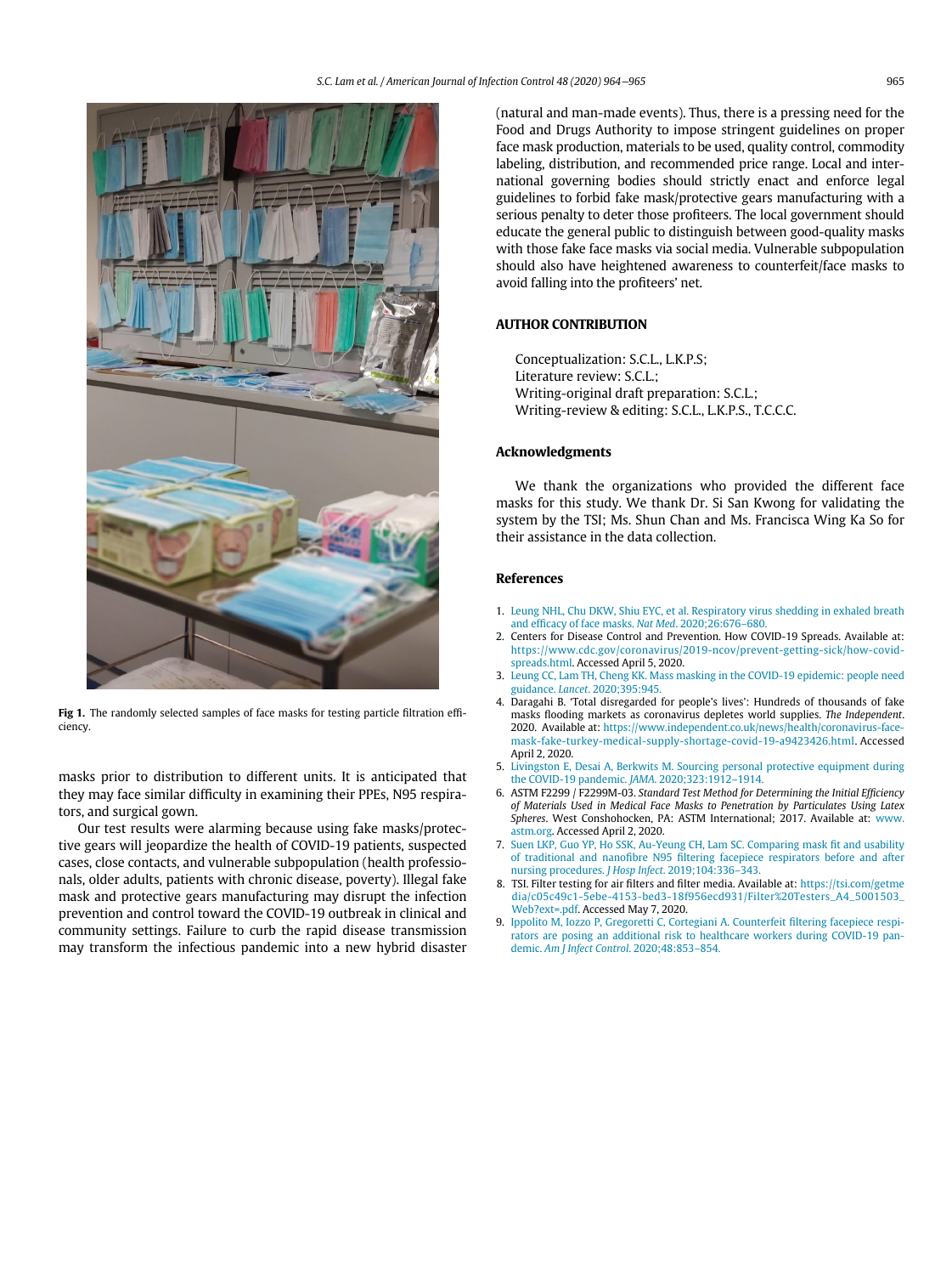Fig 1. The randomly selected samples of face masks for testing particle filtration efficiency.

masks prior to distribution to different units. It is anticipated that they may face similar difficulty in examining their PPEs, N95 respirators, and surgical gown.

Our test results were alarming because using fake masks/protective gears will jeopardize the health of COVID-19 patients, suspected cases, close contacts, and vulnerable subpopulation (health professionals, older adults, patients with chronic disease, poverty). Illegal fake mask and protective gears manufacturing may disrupt the infection prevention and control toward the COVID-19 outbreak in clinical and community settings. Failure to curb the rapid disease transmission may transform the infectious pandemic into a new hybrid disaster (natural and man-made events). Thus, there is a pressing need for the Food and Drugs Authority to impose stringent guidelines on proper face mask production, materials to be used, quality control, commodity labeling, distribution, and recommended price range. Local and international governing bodies should strictly enact and enforce legal guidelines to forbid fake mask/protective gears manufacturing with a serious penalty to deter those profiteers. The local government should educate the general public to distinguish between good-quality masks with those fake face masks via social media. Vulnerable subpopulation should also have heightened awareness to counterfeit/face masks to avoid falling into the profiteers' net.

## AUTHOR CONTRIBUTION

Conceptualization: S.C.L., L.K.P.S;
Literature review: S.C.L.;
Writing-original draft preparation: S.C.L.;
Writing-review & editing: S.C.L., L.K.P.S., T.C.C.C.

## Acknowledgments

We thank the organizations who provided the different face masks for this study. We thank Dr. Si San Kwong for validating the system by the TSI; Ms. Shun Chan and Ms. Francisca Wing Ka So for their assistance in the data collection.

## References

1. Leung NHL, Chu DKW, Shiu EYC, et al. Respiratory virus shedding in exhaled breath and efficacy of face masks. *Nat Med*. 2020;26:676–680.
2. Centers for Disease Control and Prevention. How COVID-19 Spreads. Available at: https://www.cdc.gov/coronavirus/2019-ncov/prevent-getting-sick/how-covid-spreads.html. Accessed April 5, 2020.
3. Leung CC, Lam TH, Cheng KK. Mass masking in the COVID-19 epidemic: people need guidance. *Lancet*. 2020;395:945.
4. Daragahi B. 'Total disregarded for people's lives': Hundreds of thousands of fake masks flooding markets as coronavirus depletes world supplies. *The Independent*. 2020. Available at: https://www.independent.co.uk/news/health/coronavirus-face-mask-fake-turkey-medical-supply-shortage-covid-19-a9423426.html. Accessed April 2, 2020.
5. Livingston E, Desai A, Berkwits M. Sourcing personal protective equipment during the COVID-19 pandemic. *JAMA*. 2020;323:1912–1914.
6. ASTM F2299 / F2299M-03. *Standard Test Method for Determining the Initial Efficiency of Materials Used in Medical Face Masks to Penetration by Particulates Using Latex Spheres*. West Conshohocken, PA: ASTM International; 2017. Available at: www.astm.org. Accessed April 2, 2020.
7. Suen LKP, Guo YP, Ho SSK, Au-Yeung CH, Lam SC. Comparing mask fit and usability of traditional and nanofibre N95 filtering facepiece respirators before and after nursing procedures. *J Hosp Infect*. 2019;104:336–343.
8. TSI. Filter testing for air filters and filter media. Available at: https://tsi.com/getmedia/c05c49c1-5ebe-4153-bed3-18f956ecd931/Filter%20Testers_A4_5001503_Web?ext=.pdf. Accessed May 7, 2020.
9. Ippolito M, Iozzo P, Gregoretti C, Cortegiani A. Counterfeit filtering facepiece respirators are posing an additional risk to healthcare workers during COVID-19 pandemic. *Am J Infect Control*. 2020;48:853–854.